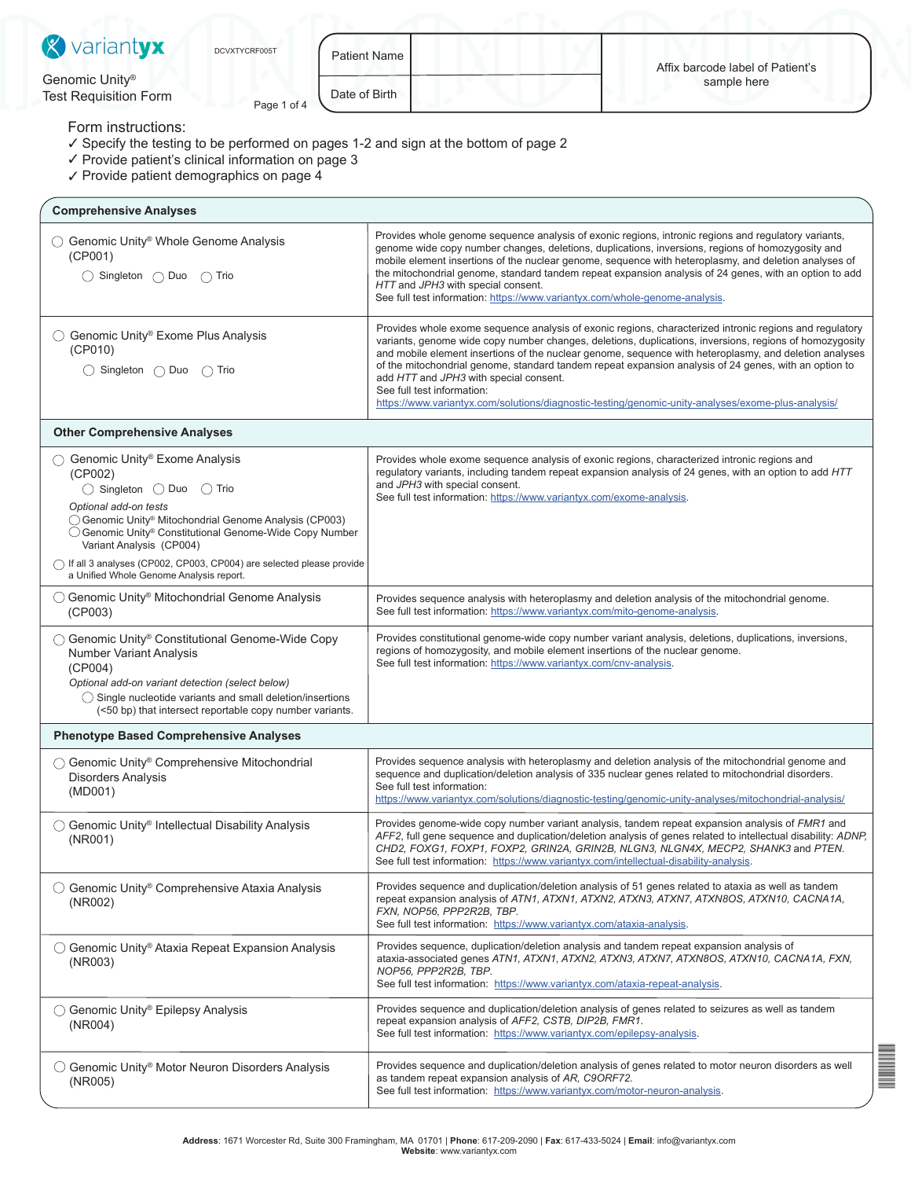variantyx

DCVXTYCRF005T

Genomic Unity®
Test Requisition Form

| Patient Name | | Affix barcode label of Patient's sample here |
|---|---|---|
| Date of Birth | | |

Form instructions:

- ✓ Specify the testing to be performed on pages 1-2 and sign at the bottom of page 2
- ✓ Provide patient's clinical information on page 3
- ✓ Provide patient demographics on page 4

| **Comprehensive Analyses** | |
|---|---|
| ◯ Genomic Unity® Whole Genome Analysis (CP001)<br>◯ Singleton ◯ Duo ◯ Trio | Provides whole genome sequence analysis of exonic regions, intronic regions and regulatory variants, genome wide copy number changes, deletions, duplications, inversions, regions of homozygosity and mobile element insertions of the nuclear genome, sequence with heteroplasmy, and deletion analyses of the mitochondrial genome, standard tandem repeat expansion analysis of 24 genes, with an option to add *HTT* and *JPH3* with special consent.<br>See full test information: https://www.variantyx.com/whole-genome-analysis. |
| ◯ Genomic Unity® Exome Plus Analysis (CP010)<br>◯ Singleton ◯ Duo ◯ Trio | Provides whole exome sequence analysis of exonic regions, characterized intronic regions and regulatory variants, genome wide copy number changes, deletions, duplications, inversions, regions of homozygosity and mobile element insertions of the nuclear genome, sequence with heteroplasmy, and deletion analyses of the mitochondrial genome, standard tandem repeat expansion analysis of 24 genes, with an option to add *HTT* and *JPH3* with special consent.<br>See full test information:<br>https://www.variantyx.com/solutions/diagnostic-testing/genomic-unity-analyses/exome-plus-analysis/ |
| **Other Comprehensive Analyses** | |
| ◯ Genomic Unity® Exome Analysis (CP002)<br>◯ Singleton ◯ Duo ◯ Trio<br>*Optional add-on tests*<br>◯ Genomic Unity® Mitochondrial Genome Analysis (CP003)<br>◯ Genomic Unity® Constitutional Genome-Wide Copy Number Variant Analysis (CP004)<br>◯ If all 3 analyses (CP002, CP003, CP004) are selected please provide a Unified Whole Genome Analysis report. | Provides whole exome sequence analysis of exonic regions, characterized intronic regions and regulatory variants, including tandem repeat expansion analysis of 24 genes, with an option to add *HTT* and *JPH3* with special consent.<br>See full test information: https://www.variantyx.com/exome-analysis. |
| ◯ Genomic Unity® Mitochondrial Genome Analysis (CP003) | Provides sequence analysis with heteroplasmy and deletion analysis of the mitochondrial genome.<br>See full test information: https://www.variantyx.com/mito-genome-analysis. |
| ◯ Genomic Unity® Constitutional Genome-Wide Copy Number Variant Analysis (CP004)<br>*Optional add-on variant detection (select below)*<br>◯ Single nucleotide variants and small deletion/insertions (<50 bp) that intersect reportable copy number variants. | Provides constitutional genome-wide copy number variant analysis, deletions, duplications, inversions, regions of homozygosity, and mobile element insertions of the nuclear genome.<br>See full test information: https://www.variantyx.com/cnv-analysis. |
| **Phenotype Based Comprehensive Analyses** | |
| ◯ Genomic Unity® Comprehensive Mitochondrial Disorders Analysis (MD001) | Provides sequence analysis with heteroplasmy and deletion analysis of the mitochondrial genome and sequence and duplication/deletion analysis of 335 nuclear genes related to mitochondrial disorders.<br>See full test information:<br>https://www.variantyx.com/solutions/diagnostic-testing/genomic-unity-analyses/mitochondrial-analysis/ |
| ◯ Genomic Unity® Intellectual Disability Analysis (NR001) | Provides genome-wide copy number variant analysis, tandem repeat expansion analysis of *FMR1* and *AFF2*, full gene sequence and duplication/deletion analysis of genes related to intellectual disability: *ADNP, CHD2, FOXG1, FOXP1, FOXP2, GRIN2A, GRIN2B, NLGN3, NLGN4X, MECP2, SHANK3* and *PTEN*.<br>See full test information: https://www.variantyx.com/intellectual-disability-analysis. |
| ◯ Genomic Unity® Comprehensive Ataxia Analysis (NR002) | Provides sequence and duplication/deletion analysis of 51 genes related to ataxia as well as tandem repeat expansion analysis of *ATN1, ATXN1, ATXN2, ATXN3, ATXN7, ATXN8OS, ATXN10, CACNA1A, FXN, NOP56, PPP2R2B, TBP*.<br>See full test information: https://www.variantyx.com/ataxia-analysis. |
| ◯ Genomic Unity® Ataxia Repeat Expansion Analysis (NR003) | Provides sequence, duplication/deletion analysis and tandem repeat expansion analysis of ataxia-associated genes *ATN1, ATXN1, ATXN2, ATXN3, ATXN7, ATXN8OS, ATXN10, CACNA1A, FXN, NOP56, PPP2R2B, TBP*.<br>See full test information: https://www.variantyx.com/ataxia-repeat-analysis. |
| ◯ Genomic Unity® Epilepsy Analysis (NR004) | Provides sequence and duplication/deletion analysis of genes related to seizures as well as tandem repeat expansion analysis of *AFF2, CSTB, DIP2B, FMR1*.<br>See full test information: https://www.variantyx.com/epilepsy-analysis. |
| ◯ Genomic Unity® Motor Neuron Disorders Analysis (NR005) | Provides sequence and duplication/deletion analysis of genes related to motor neuron disorders as well as tandem repeat expansion analysis of *AR, C9ORF72*.<br>See full test information: https://www.variantyx.com/motor-neuron-analysis. |

**Address**: 1671 Worcester Rd, Suite 300 Framingham, MA 01701 | **Phone**: 617-209-2090 | **Fax**: 617-433-5024 | **Email**: info@variantyx.com
**Website**: www.variantyx.com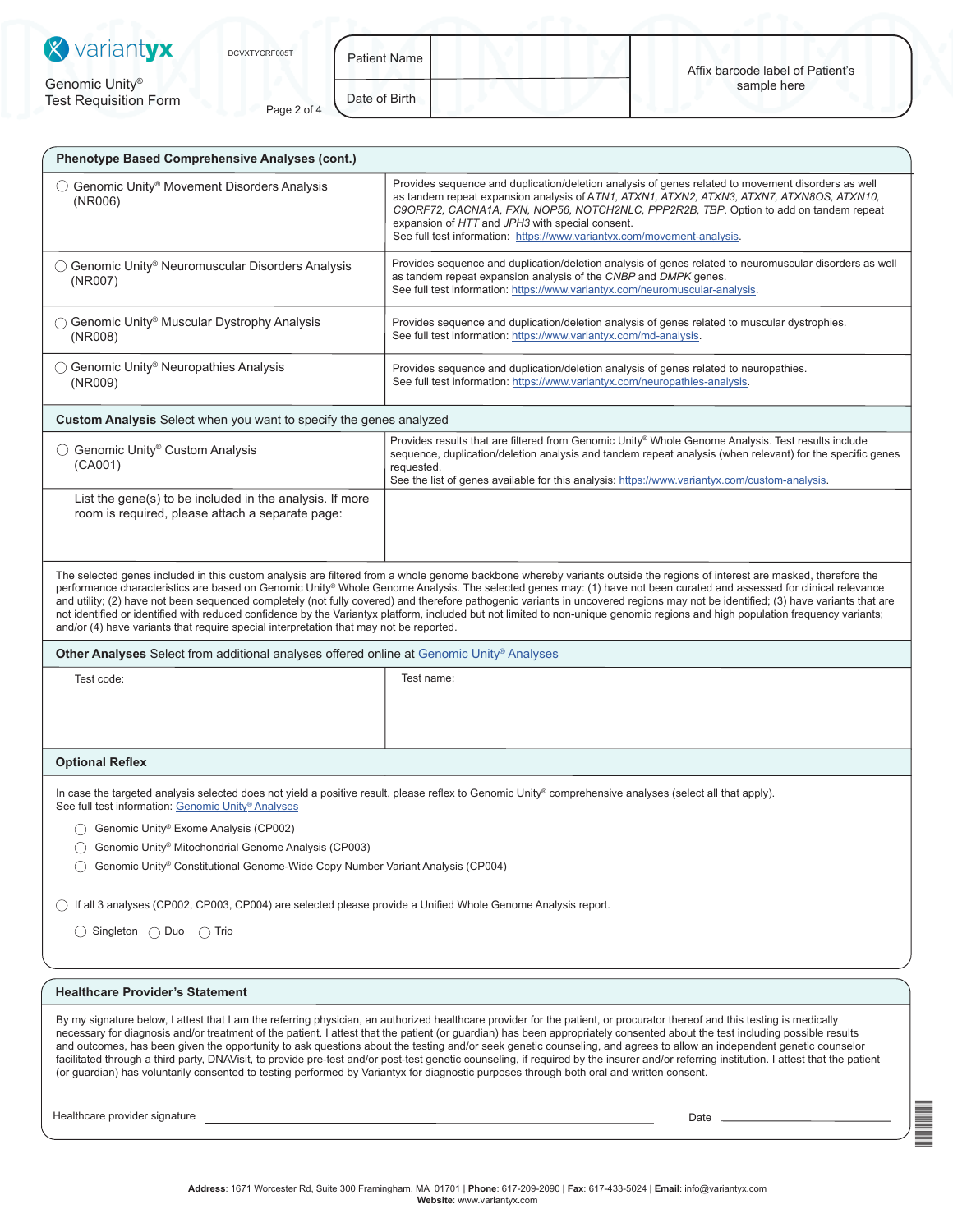Genomic Unity® Test Requisition Form

DCVXTYCRF005T

| Patient Name | | Affix barcode label of Patient's sample here |
|---|---|---|
| Date of Birth | | |

## Phenotype Based Comprehensive Analyses (cont.)

| | |
|---|---|
| ◯ Genomic Unity® Movement Disorders Analysis (NR006) | Provides sequence and duplication/deletion analysis of genes related to movement disorders as well as tandem repeat expansion analysis of *ATN1, ATXN1, ATXN2, ATXN3, ATXN7, ATXN8OS, ATXN10, C9ORF72, CACNA1A, FXN, NOP56, NOTCH2NLC, PPP2R2B, TBP*. Option to add on tandem repeat expansion of *HTT* and *JPH3* with special consent. See full test information: https://www.variantyx.com/movement-analysis. |
| ◯ Genomic Unity® Neuromuscular Disorders Analysis (NR007) | Provides sequence and duplication/deletion analysis of genes related to neuromuscular disorders as well as tandem repeat expansion analysis of the *CNBP* and *DMPK* genes. See full test information: https://www.variantyx.com/neuromuscular-analysis. |
| ◯ Genomic Unity® Muscular Dystrophy Analysis (NR008) | Provides sequence and duplication/deletion analysis of genes related to muscular dystrophies. See full test information: https://www.variantyx.com/md-analysis. |
| ◯ Genomic Unity® Neuropathies Analysis (NR009) | Provides sequence and duplication/deletion analysis of genes related to neuropathies. See full test information: https://www.variantyx.com/neuropathies-analysis. |

## Custom Analysis Select when you want to specify the genes analyzed

| | |
|---|---|
| ◯ Genomic Unity® Custom Analysis (CA001) | Provides results that are filtered from Genomic Unity® Whole Genome Analysis. Test results include sequence, duplication/deletion analysis and tandem repeat analysis (when relevant) for the specific genes requested. See the list of genes available for this analysis: https://www.variantyx.com/custom-analysis. |
| List the gene(s) to be included in the analysis. If more room is required, please attach a separate page: | |

The selected genes included in this custom analysis are filtered from a whole genome backbone whereby variants outside the regions of interest are masked, therefore the performance characteristics are based on Genomic Unity® Whole Genome Analysis. The selected genes may: (1) have not been curated and assessed for clinical relevance and utility; (2) have not been sequenced completely (not fully covered) and therefore pathogenic variants in uncovered regions may not be identified; (3) have variants that are not identified or identified with reduced confidence by the Variantyx platform, included but not limited to non-unique genomic regions and high population frequency variants; and/or (4) have variants that require special interpretation that may not be reported.

## Other Analyses Select from additional analyses offered online at Genomic Unity® Analyses

| Test code: | Test name: |
|---|---|
| | |

## Optional Reflex

In case the targeted analysis selected does not yield a positive result, please reflex to Genomic Unity® comprehensive analyses (select all that apply).
See full test information: Genomic Unity® Analyses

- ◯ Genomic Unity® Exome Analysis (CP002)
- ◯ Genomic Unity® Mitochondrial Genome Analysis (CP003)
- ◯ Genomic Unity® Constitutional Genome-Wide Copy Number Variant Analysis (CP004)

◯ If all 3 analyses (CP002, CP003, CP004) are selected please provide a Unified Whole Genome Analysis report.

◯ Singleton ◯ Duo ◯ Trio

## Healthcare Provider's Statement

By my signature below, I attest that I am the referring physician, an authorized healthcare provider for the patient, or procurator thereof and this testing is medically necessary for diagnosis and/or treatment of the patient. I attest that the patient (or guardian) has been appropriately consented about the test including possible results and outcomes, has been given the opportunity to ask questions about the testing and/or seek genetic counseling, and agrees to allow an independent genetic counselor facilitated through a third party, DNAVisit, to provide pre-test and/or post-test genetic counseling, if required by the insurer and/or referring institution. I attest that the patient (or guardian) has voluntarily consented to testing performed by Variantyx for diagnostic purposes through both oral and written consent.

Healthcare provider signature ______________________________ Date ______________

**Address**: 1671 Worcester Rd, Suite 300 Framingham, MA 01701 | **Phone**: 617-209-2090 | **Fax**: 617-433-5024 | **Email**: info@variantyx.com
**Website**: www.variantyx.com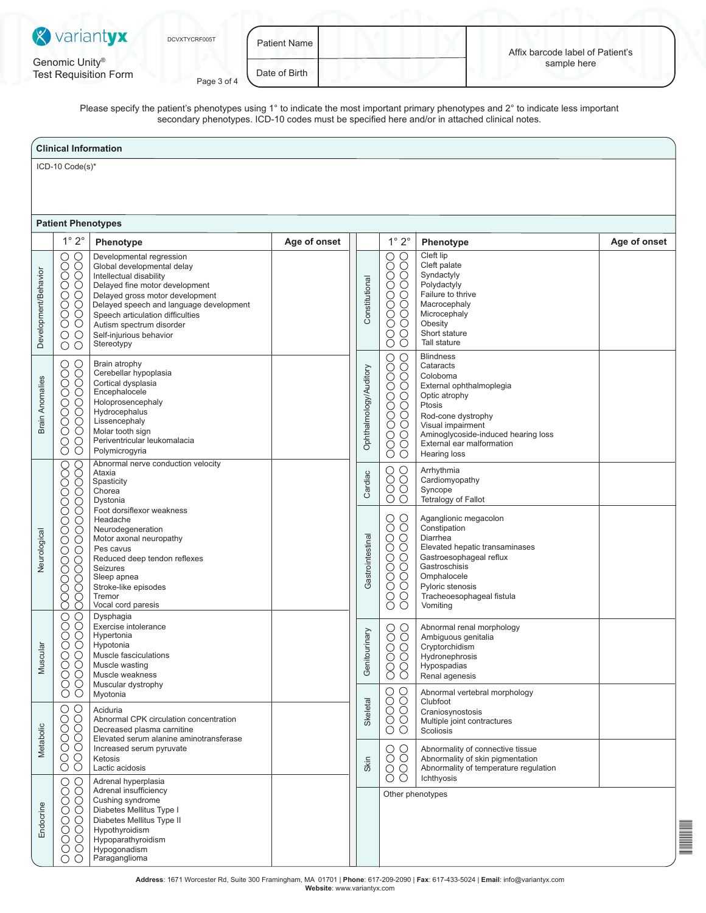variantyx

Genomic Unity®
Test Requisition Form

DCVXTYCRF005T

| Patient Name | |
|---|---|
| Date of Birth | |

Affix barcode label of Patient's sample here

Please specify the patient's phenotypes using 1° to indicate the most important primary phenotypes and 2° to indicate less important secondary phenotypes. ICD-10 codes must be specified here and/or in attached clinical notes.

## Clinical Information

ICD-10 Code(s)*

## Patient Phenotypes

| Category | 1° | 2° | Phenotype | Age of onset |
|---|---|---|---|---|
| Development/Behavior | ○ | ○ | Developmental regression | |
| | ○ | ○ | Global developmental delay | |
| | ○ | ○ | Intellectual disability | |
| | ○ | ○ | Delayed fine motor development | |
| | ○ | ○ | Delayed gross motor development | |
| | ○ | ○ | Delayed speech and language development | |
| | ○ | ○ | Speech articulation difficulties | |
| | ○ | ○ | Autism spectrum disorder | |
| | ○ | ○ | Self-injurious behavior | |
| | ○ | ○ | Stereotypy | |
| Brain Anomalies | ○ | ○ | Brain atrophy | |
| | ○ | ○ | Cerebellar hypoplasia | |
| | ○ | ○ | Cortical dysplasia | |
| | ○ | ○ | Encephalocele | |
| | ○ | ○ | Holoprosencephaly | |
| | ○ | ○ | Hydrocephalus | |
| | ○ | ○ | Lissencephaly | |
| | ○ | ○ | Molar tooth sign | |
| | ○ | ○ | Periventricular leukomalacia | |
| | ○ | ○ | Polymicrogyria | |
| Neurological | ○ | ○ | Abnormal nerve conduction velocity | |
| | ○ | ○ | Ataxia | |
| | ○ | ○ | Spasticity | |
| | ○ | ○ | Chorea | |
| | ○ | ○ | Dystonia | |
| | ○ | ○ | Foot dorsiflexor weakness | |
| | ○ | ○ | Headache | |
| | ○ | ○ | Neurodegeneration | |
| | ○ | ○ | Motor axonal neuropathy | |
| | ○ | ○ | Pes cavus | |
| | ○ | ○ | Reduced deep tendon reflexes | |
| | ○ | ○ | Seizures | |
| | ○ | ○ | Sleep apnea | |
| | ○ | ○ | Stroke-like episodes | |
| | ○ | ○ | Tremor | |
| | ○ | ○ | Vocal cord paresis | |
| Muscular | ○ | ○ | Dysphagia | |
| | ○ | ○ | Exercise intolerance | |
| | ○ | ○ | Hypertonia | |
| | ○ | ○ | Hypotonia | |
| | ○ | ○ | Muscle fasciculations | |
| | ○ | ○ | Muscle wasting | |
| | ○ | ○ | Muscle weakness | |
| | ○ | ○ | Muscular dystrophy | |
| | ○ | ○ | Myotonia | |
| Metabolic | ○ | ○ | Aciduria | |
| | ○ | ○ | Abnormal CPK circulation concentration | |
| | ○ | ○ | Decreased plasma carnitine | |
| | ○ | ○ | Elevated serum alanine aminotransferase | |
| | ○ | ○ | Increased serum pyruvate | |
| | ○ | ○ | Ketosis | |
| | ○ | ○ | Lactic acidosis | |
| Endocrine | ○ | ○ | Adrenal hyperplasia | |
| | ○ | ○ | Adrenal insufficiency | |
| | ○ | ○ | Cushing syndrome | |
| | ○ | ○ | Diabetes Mellitus Type I | |
| | ○ | ○ | Diabetes Mellitus Type II | |
| | ○ | ○ | Hypothyroidism | |
| | ○ | ○ | Hypoparathyroidism | |
| | ○ | ○ | Hypogonadism | |
| | ○ | ○ | Paraganglioma | |

| Category | 1° | 2° | Phenotype | Age of onset |
|---|---|---|---|---|
| Constitutional | ○ | ○ | Cleft lip | |
| | ○ | ○ | Cleft palate | |
| | ○ | ○ | Syndactyly | |
| | ○ | ○ | Polydactyly | |
| | ○ | ○ | Failure to thrive | |
| | ○ | ○ | Macrocephaly | |
| | ○ | ○ | Microcephaly | |
| | ○ | ○ | Obesity | |
| | ○ | ○ | Short stature | |
| | ○ | ○ | Tall stature | |
| Ophthalmology/Auditory | ○ | ○ | Blindness | |
| | ○ | ○ | Cataracts | |
| | ○ | ○ | Coloboma | |
| | ○ | ○ | External ophthalmoplegia | |
| | ○ | ○ | Optic atrophy | |
| | ○ | ○ | Ptosis | |
| | ○ | ○ | Rod-cone dystrophy | |
| | ○ | ○ | Visual impairment | |
| | ○ | ○ | Aminoglycoside-induced hearing loss | |
| | ○ | ○ | External ear malformation | |
| | ○ | ○ | Hearing loss | |
| Cardiac | ○ | ○ | Arrhythmia | |
| | ○ | ○ | Cardiomyopathy | |
| | ○ | ○ | Syncope | |
| | ○ | ○ | Tetralogy of Fallot | |
| Gastrointestinal | ○ | ○ | Aganglionic megacolon | |
| | ○ | ○ | Constipation | |
| | ○ | ○ | Diarrhea | |
| | ○ | ○ | Elevated hepatic transaminases | |
| | ○ | ○ | Gastroesophageal reflux | |
| | ○ | ○ | Gastroschisis | |
| | ○ | ○ | Omphalocele | |
| | ○ | ○ | Pyloric stenosis | |
| | ○ | ○ | Tracheoesophageal fistula | |
| | ○ | ○ | Vomiting | |
| Genitourinary | ○ | ○ | Abnormal renal morphology | |
| | ○ | ○ | Ambiguous genitalia | |
| | ○ | ○ | Cryptorchidism | |
| | ○ | ○ | Hydronephrosis | |
| | ○ | ○ | Hypospadias | |
| | ○ | ○ | Renal agenesis | |
| Skeletal | ○ | ○ | Abnormal vertebral morphology | |
| | ○ | ○ | Clubfoot | |
| | ○ | ○ | Craniosynostosis | |
| | ○ | ○ | Multiple joint contractures | |
| | ○ | ○ | Scoliosis | |
| Skin | ○ | ○ | Abnormality of connective tissue | |
| | ○ | ○ | Abnormality of skin pigmentation | |
| | ○ | ○ | Abnormality of temperature regulation | |
| | ○ | ○ | Ichthyosis | |

Other phenotypes

**Address**: 1671 Worcester Rd, Suite 300 Framingham, MA 01701 | **Phone**: 617-209-2090 | **Fax**: 617-433-5024 | **Email**: info@variantyx.com
**Website**: www.variantyx.com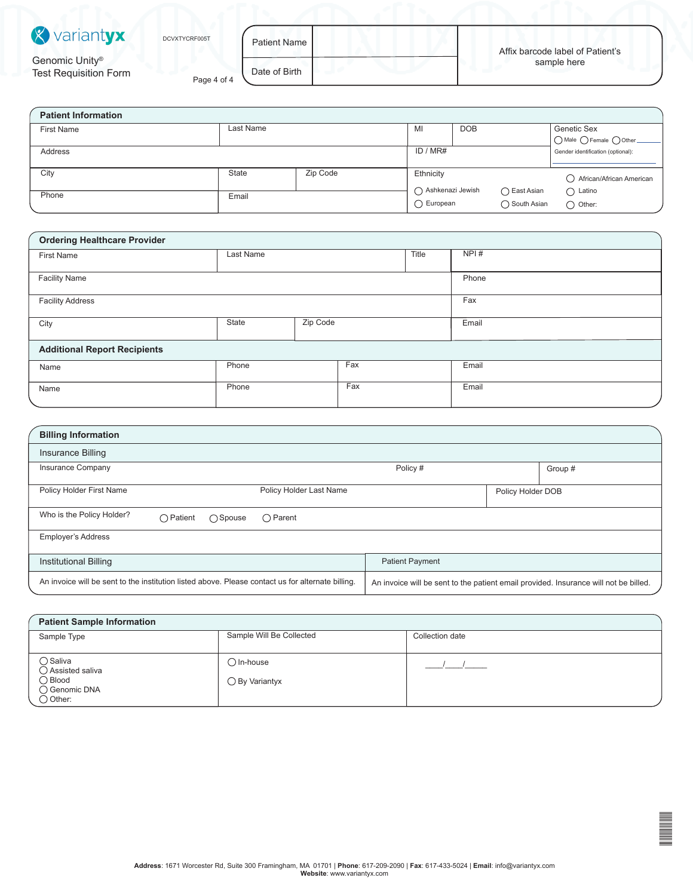variantyx

Genomic Unity®
Test Requisition Form

DCVXTYCRF005T

| | |
|---|---|
| Patient Name | |
| Date of Birth | |

Affix barcode label of Patient's sample here

## Patient Information

| | | | | |
|---|---|---|---|---|
| First Name | Last Name | MI | DOB | Genetic Sex ◯ Male ◯ Female ◯ Other |
| Address | | ID / MR# | | Gender identification (optional): |
| City | State | Zip Code | Ethnicity | |
| Phone | Email | | ◯ Ashkenazi Jewish ◯ European ◯ East Asian ◯ South Asian ◯ African/African American ◯ Latino ◯ Other: | |

## Ordering Healthcare Provider

| | | | | |
|---|---|---|---|---|
| First Name | Last Name | | Title | NPI # |
| Facility Name | | | | Phone |
| Facility Address | | | | Fax |
| City | State | Zip Code | | Email |

### Additional Report Recipients

| | | | |
|---|---|---|---|
| Name | Phone | Fax | Email |
| Name | Phone | Fax | Email |

## Billing Information

### Insurance Billing

| | | |
|---|---|---|
| Insurance Company | Policy # | Group # |
| Policy Holder First Name | Policy Holder Last Name | Policy Holder DOB |

Who is the Policy Holder? ◯ Patient ◯ Spouse ◯ Parent

Employer's Address

| Institutional Billing | Patient Payment |
|---|---|
| An invoice will be sent to the institution listed above. Please contact us for alternate billing. | An invoice will be sent to the patient email provided. Insurance will not be billed. |

## Patient Sample Information

| Sample Type | Sample Will Be Collected | Collection date |
|---|---|---|
| ◯ Saliva<br>◯ Assisted saliva<br>◯ Blood<br>◯ Genomic DNA<br>◯ Other: | ◯ In-house<br>◯ By Variantyx | ____/____/_____ |

**Address**: 1671 Worcester Rd, Suite 300 Framingham, MA 01701 | **Phone**: 617-209-2090 | **Fax**: 617-433-5024 | **Email**: info@variantyx.com
**Website**: www.variantyx.com